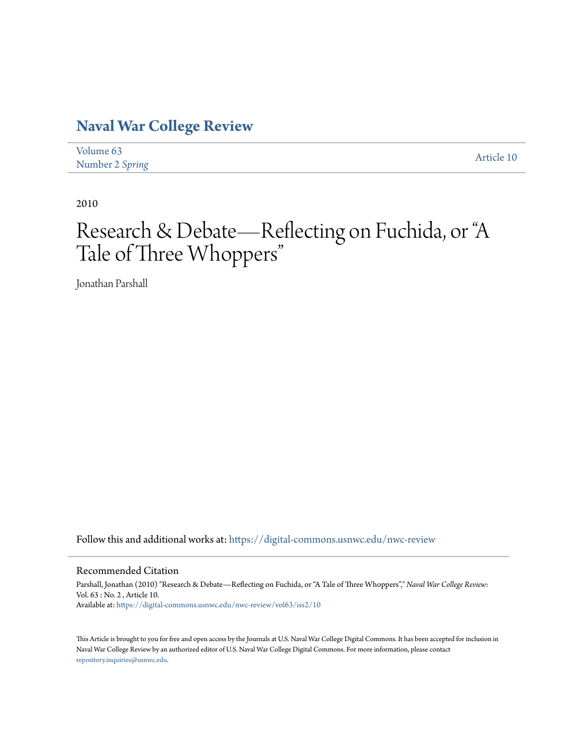# Naval War College Review

Volume 63
Number 2 *Spring*

Article 10

2010

# Research & Debate—Reflecting on Fuchida, or "A Tale of Three Whoppers"

Jonathan Parshall

Follow this and additional works at: https://digital-commons.usnwc.edu/nwc-review

## Recommended Citation

Parshall, Jonathan (2010) "Research & Debate—Reflecting on Fuchida, or "A Tale of Three Whoppers"," *Naval War College Review*: Vol. 63 : No. 2 , Article 10.
Available at: https://digital-commons.usnwc.edu/nwc-review/vol63/iss2/10

This Article is brought to you for free and open access by the Journals at U.S. Naval War College Digital Commons. It has been accepted for inclusion in Naval War College Review by an authorized editor of U.S. Naval War College Digital Commons. For more information, please contact repository.inquiries@usnwc.edu.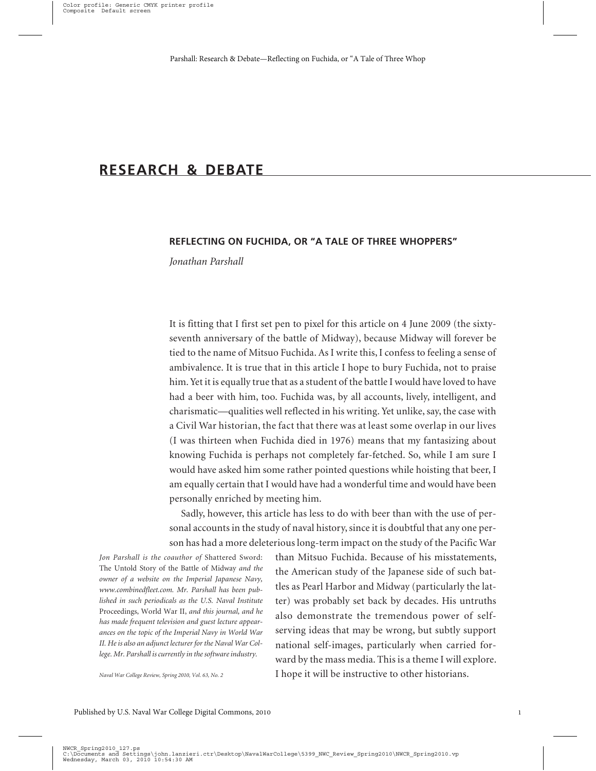# RESEARCH & DEBATE

## REFLECTING ON FUCHIDA, OR "A TALE OF THREE WHOPPERS"

*Jonathan Parshall*

It is fitting that I first set pen to pixel for this article on 4 June 2009 (the sixty-seventh anniversary of the battle of Midway), because Midway will forever be tied to the name of Mitsuo Fuchida. As I write this, I confess to feeling a sense of ambivalence. It is true that in this article I hope to bury Fuchida, not to praise him. Yet it is equally true that as a student of the battle I would have loved to have had a beer with him, too. Fuchida was, by all accounts, lively, intelligent, and charismatic—qualities well reflected in his writing. Yet unlike, say, the case with a Civil War historian, the fact that there was at least some overlap in our lives (I was thirteen when Fuchida died in 1976) means that my fantasizing about knowing Fuchida is perhaps not completely far-fetched. So, while I am sure I would have asked him some rather pointed questions while hoisting that beer, I am equally certain that I would have had a wonderful time and would have been personally enriched by meeting him.

Sadly, however, this article has less to do with beer than with the use of personal accounts in the study of naval history, since it is doubtful that any one person has had a more deleterious long-term impact on the study of the Pacific War than Mitsuo Fuchida. Because of his misstatements, the American study of the Japanese side of such battles as Pearl Harbor and Midway (particularly the latter) was probably set back by decades. His untruths also demonstrate the tremendous power of self-serving ideas that may be wrong, but subtly support national self-images, particularly when carried forward by the mass media. This is a theme I will explore. I hope it will be instructive to other historians.

*Jon Parshall is the coauthor of* Shattered Sword: The Untold Story of the Battle of Midway *and the owner of a website on the Imperial Japanese Navy, www.combinedfleet.com. Mr. Parshall has been published in such periodicals as the U.S. Naval Institute* Proceedings, World War II, *and this journal, and he has made frequent television and guest lecture appearances on the topic of the Imperial Navy in World War II. He is also an adjunct lecturer for the Naval War College. Mr. Parshall is currently in the software industry.*

*Naval War College Review, Spring 2010, Vol. 63, No. 2*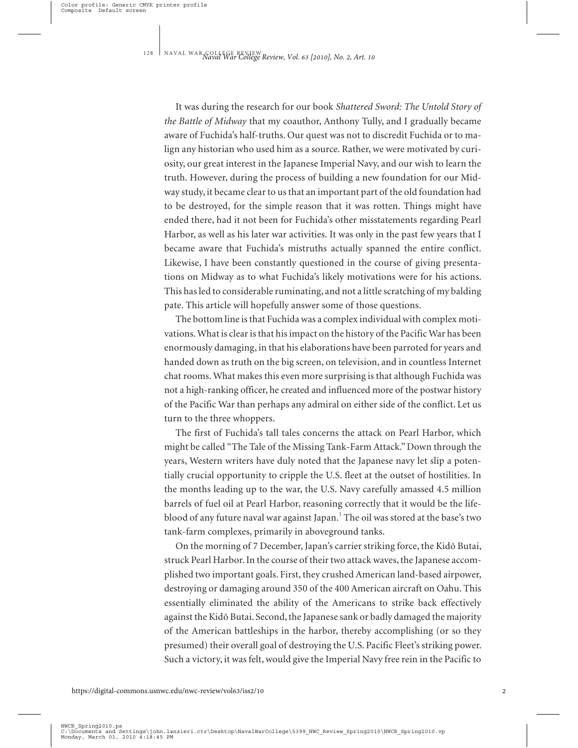It was during the research for our book *Shattered Sword: The Untold Story of the Battle of Midway* that my coauthor, Anthony Tully, and I gradually became aware of Fuchida's half-truths. Our quest was not to discredit Fuchida or to malign any historian who used him as a source. Rather, we were motivated by curiosity, our great interest in the Japanese Imperial Navy, and our wish to learn the truth. However, during the process of building a new foundation for our Midway study, it became clear to us that an important part of the old foundation had to be destroyed, for the simple reason that it was rotten. Things might have ended there, had it not been for Fuchida's other misstatements regarding Pearl Harbor, as well as his later war activities. It was only in the past few years that I became aware that Fuchida's mistruths actually spanned the entire conflict. Likewise, I have been constantly questioned in the course of giving presentations on Midway as to what Fuchida's likely motivations were for his actions. This has led to considerable ruminating, and not a little scratching of my balding pate. This article will hopefully answer some of those questions.

The bottom line is that Fuchida was a complex individual with complex motivations. What is clear is that his impact on the history of the Pacific War has been enormously damaging, in that his elaborations have been parroted for years and handed down as truth on the big screen, on television, and in countless Internet chat rooms. What makes this even more surprising is that although Fuchida was not a high-ranking officer, he created and influenced more of the postwar history of the Pacific War than perhaps any admiral on either side of the conflict. Let us turn to the three whoppers.

The first of Fuchida's tall tales concerns the attack on Pearl Harbor, which might be called "The Tale of the Missing Tank-Farm Attack." Down through the years, Western writers have duly noted that the Japanese navy let slip a potentially crucial opportunity to cripple the U.S. fleet at the outset of hostilities. In the months leading up to the war, the U.S. Navy carefully amassed 4.5 million barrels of fuel oil at Pearl Harbor, reasoning correctly that it would be the lifeblood of any future naval war against Japan.[1] The oil was stored at the base's two tank-farm complexes, primarily in aboveground tanks.

On the morning of 7 December, Japan's carrier striking force, the Kidô Butai, struck Pearl Harbor. In the course of their two attack waves, the Japanese accomplished two important goals. First, they crushed American land-based airpower, destroying or damaging around 350 of the 400 American aircraft on Oahu. This essentially eliminated the ability of the Americans to strike back effectively against the Kidô Butai. Second, the Japanese sank or badly damaged the majority of the American battleships in the harbor, thereby accomplishing (or so they presumed) their overall goal of destroying the U.S. Pacific Fleet's striking power. Such a victory, it was felt, would give the Imperial Navy free rein in the Pacific to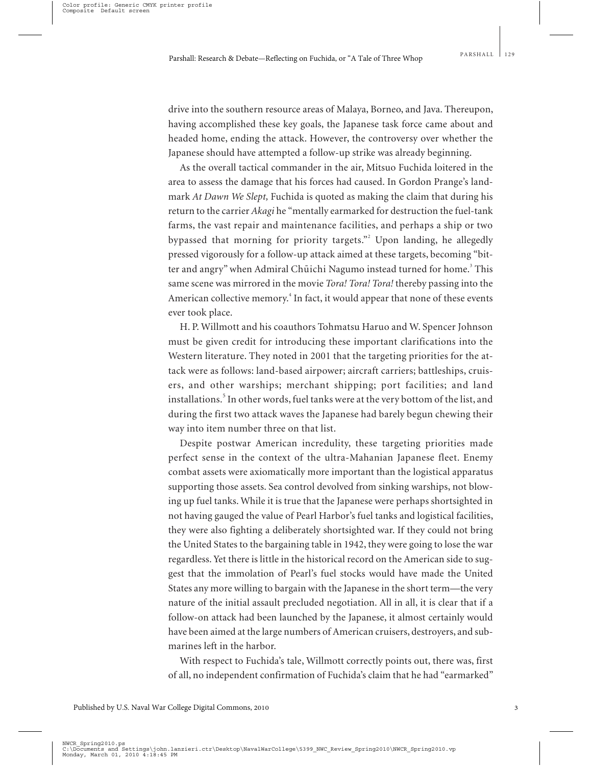drive into the southern resource areas of Malaya, Borneo, and Java. Thereupon, having accomplished these key goals, the Japanese task force came about and headed home, ending the attack. However, the controversy over whether the Japanese should have attempted a follow-up strike was already beginning.

As the overall tactical commander in the air, Mitsuo Fuchida loitered in the area to assess the damage that his forces had caused. In Gordon Prange's landmark *At Dawn We Slept,* Fuchida is quoted as making the claim that during his return to the carrier *Akagi* he "mentally earmarked for destruction the fuel-tank farms, the vast repair and maintenance facilities, and perhaps a ship or two bypassed that morning for priority targets."[2] Upon landing, he allegedly pressed vigorously for a follow-up attack aimed at these targets, becoming "bitter and angry" when Admiral Chūichi Nagumo instead turned for home.[3] This same scene was mirrored in the movie *Tora! Tora! Tora!* thereby passing into the American collective memory.[4] In fact, it would appear that none of these events ever took place.

H. P. Willmott and his coauthors Tohmatsu Haruo and W. Spencer Johnson must be given credit for introducing these important clarifications into the Western literature. They noted in 2001 that the targeting priorities for the attack were as follows: land-based airpower; aircraft carriers; battleships, cruisers, and other warships; merchant shipping; port facilities; and land installations.[5] In other words, fuel tanks were at the very bottom of the list, and during the first two attack waves the Japanese had barely begun chewing their way into item number three on that list.

Despite postwar American incredulity, these targeting priorities made perfect sense in the context of the ultra-Mahanian Japanese fleet. Enemy combat assets were axiomatically more important than the logistical apparatus supporting those assets. Sea control devolved from sinking warships, not blowing up fuel tanks. While it is true that the Japanese were perhaps shortsighted in not having gauged the value of Pearl Harbor's fuel tanks and logistical facilities, they were also fighting a deliberately shortsighted war. If they could not bring the United States to the bargaining table in 1942, they were going to lose the war regardless. Yet there is little in the historical record on the American side to suggest that the immolation of Pearl's fuel stocks would have made the United States any more willing to bargain with the Japanese in the short term—the very nature of the initial assault precluded negotiation. All in all, it is clear that if a follow-on attack had been launched by the Japanese, it almost certainly would have been aimed at the large numbers of American cruisers, destroyers, and submarines left in the harbor.

With respect to Fuchida's tale, Willmott correctly points out, there was, first of all, no independent confirmation of Fuchida's claim that he had "earmarked"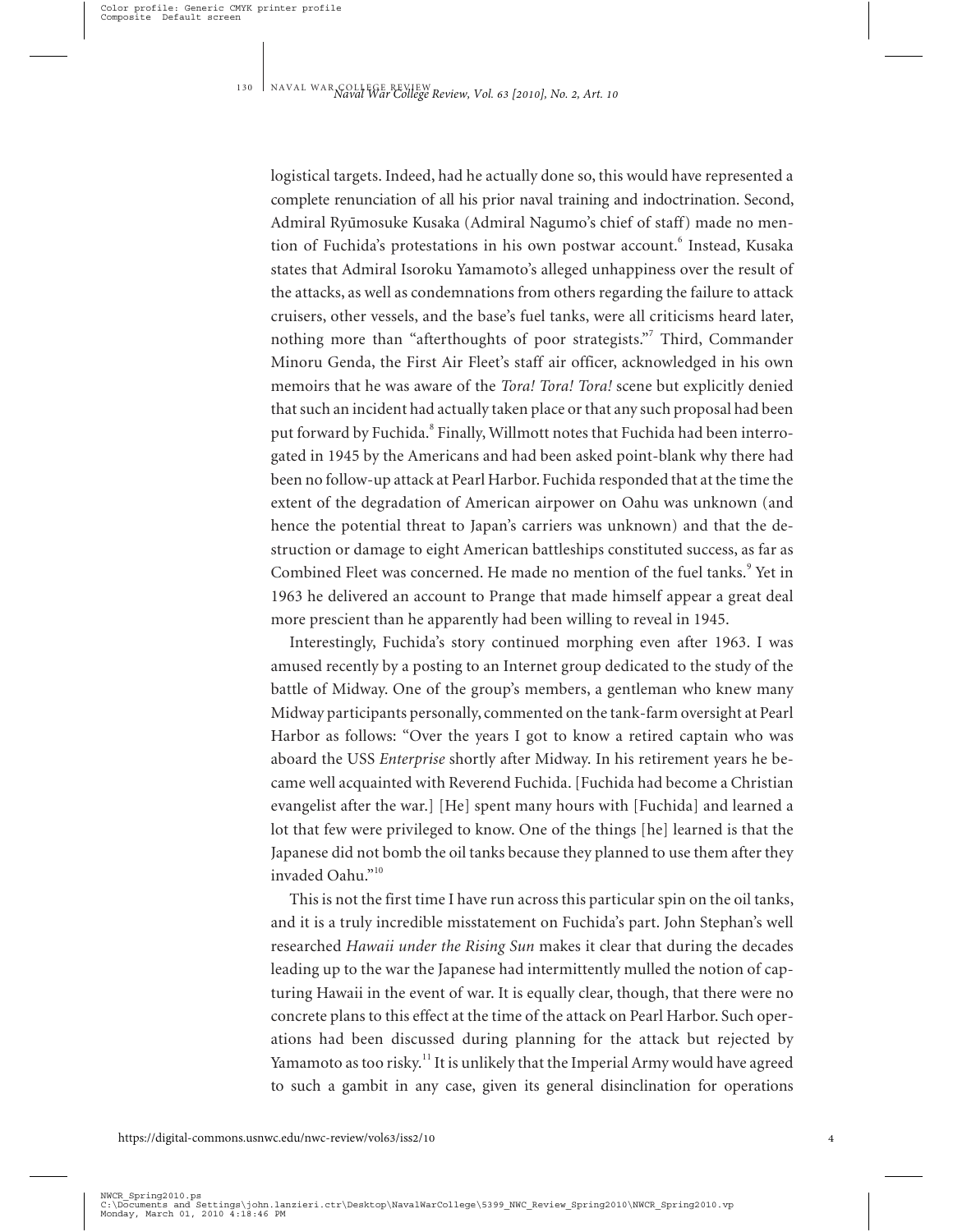logistical targets. Indeed, had he actually done so, this would have represented a complete renunciation of all his prior naval training and indoctrination. Second, Admiral Ryūmosuke Kusaka (Admiral Nagumo's chief of staff) made no mention of Fuchida's protestations in his own postwar account.[6] Instead, Kusaka states that Admiral Isoroku Yamamoto's alleged unhappiness over the result of the attacks, as well as condemnations from others regarding the failure to attack cruisers, other vessels, and the base's fuel tanks, were all criticisms heard later, nothing more than "afterthoughts of poor strategists."[7] Third, Commander Minoru Genda, the First Air Fleet's staff air officer, acknowledged in his own memoirs that he was aware of the *Tora! Tora! Tora!* scene but explicitly denied that such an incident had actually taken place or that any such proposal had been put forward by Fuchida.[8] Finally, Willmott notes that Fuchida had been interrogated in 1945 by the Americans and had been asked point-blank why there had been no follow-up attack at Pearl Harbor. Fuchida responded that at the time the extent of the degradation of American airpower on Oahu was unknown (and hence the potential threat to Japan's carriers was unknown) and that the destruction or damage to eight American battleships constituted success, as far as Combined Fleet was concerned. He made no mention of the fuel tanks.[9] Yet in 1963 he delivered an account to Prange that made himself appear a great deal more prescient than he apparently had been willing to reveal in 1945.

Interestingly, Fuchida's story continued morphing even after 1963. I was amused recently by a posting to an Internet group dedicated to the study of the battle of Midway. One of the group's members, a gentleman who knew many Midway participants personally, commented on the tank-farm oversight at Pearl Harbor as follows: "Over the years I got to know a retired captain who was aboard the USS *Enterprise* shortly after Midway. In his retirement years he became well acquainted with Reverend Fuchida. [Fuchida had become a Christian evangelist after the war.] [He] spent many hours with [Fuchida] and learned a lot that few were privileged to know. One of the things [he] learned is that the Japanese did not bomb the oil tanks because they planned to use them after they invaded Oahu."[10]

This is not the first time I have run across this particular spin on the oil tanks, and it is a truly incredible misstatement on Fuchida's part. John Stephan's well researched *Hawaii under the Rising Sun* makes it clear that during the decades leading up to the war the Japanese had intermittently mulled the notion of capturing Hawaii in the event of war. It is equally clear, though, that there were no concrete plans to this effect at the time of the attack on Pearl Harbor. Such operations had been discussed during planning for the attack but rejected by Yamamoto as too risky.[11] It is unlikely that the Imperial Army would have agreed to such a gambit in any case, given its general disinclination for operations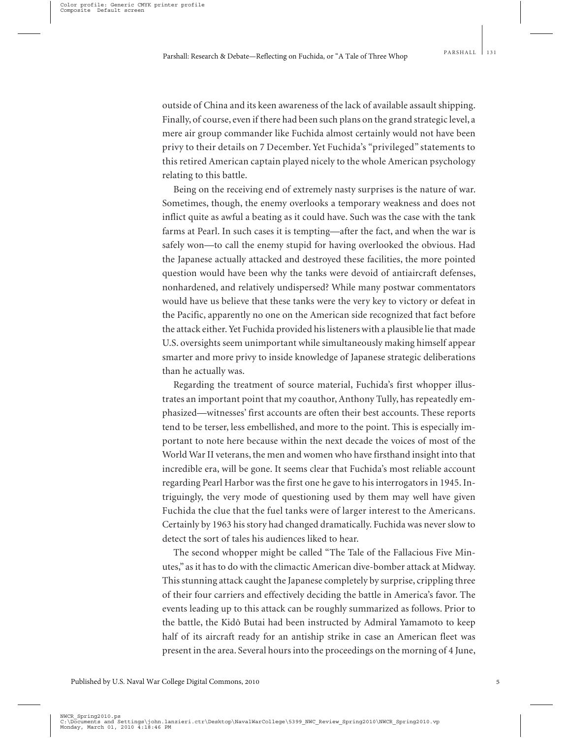outside of China and its keen awareness of the lack of available assault shipping. Finally, of course, even if there had been such plans on the grand strategic level, a mere air group commander like Fuchida almost certainly would not have been privy to their details on 7 December. Yet Fuchida's "privileged" statements to this retired American captain played nicely to the whole American psychology relating to this battle.

Being on the receiving end of extremely nasty surprises is the nature of war. Sometimes, though, the enemy overlooks a temporary weakness and does not inflict quite as awful a beating as it could have. Such was the case with the tank farms at Pearl. In such cases it is tempting—after the fact, and when the war is safely won—to call the enemy stupid for having overlooked the obvious. Had the Japanese actually attacked and destroyed these facilities, the more pointed question would have been why the tanks were devoid of antiaircraft defenses, nonhardened, and relatively undispersed? While many postwar commentators would have us believe that these tanks were the very key to victory or defeat in the Pacific, apparently no one on the American side recognized that fact before the attack either. Yet Fuchida provided his listeners with a plausible lie that made U.S. oversights seem unimportant while simultaneously making himself appear smarter and more privy to inside knowledge of Japanese strategic deliberations than he actually was.

Regarding the treatment of source material, Fuchida's first whopper illustrates an important point that my coauthor, Anthony Tully, has repeatedly emphasized—witnesses' first accounts are often their best accounts. These reports tend to be terser, less embellished, and more to the point. This is especially important to note here because within the next decade the voices of most of the World War II veterans, the men and women who have firsthand insight into that incredible era, will be gone. It seems clear that Fuchida's most reliable account regarding Pearl Harbor was the first one he gave to his interrogators in 1945. Intriguingly, the very mode of questioning used by them may well have given Fuchida the clue that the fuel tanks were of larger interest to the Americans. Certainly by 1963 his story had changed dramatically. Fuchida was never slow to detect the sort of tales his audiences liked to hear.

The second whopper might be called "The Tale of the Fallacious Five Minutes," as it has to do with the climactic American dive-bomber attack at Midway. This stunning attack caught the Japanese completely by surprise, crippling three of their four carriers and effectively deciding the battle in America's favor. The events leading up to this attack can be roughly summarized as follows. Prior to the battle, the Kidô Butai had been instructed by Admiral Yamamoto to keep half of its aircraft ready for an antiship strike in case an American fleet was present in the area. Several hours into the proceedings on the morning of 4 June,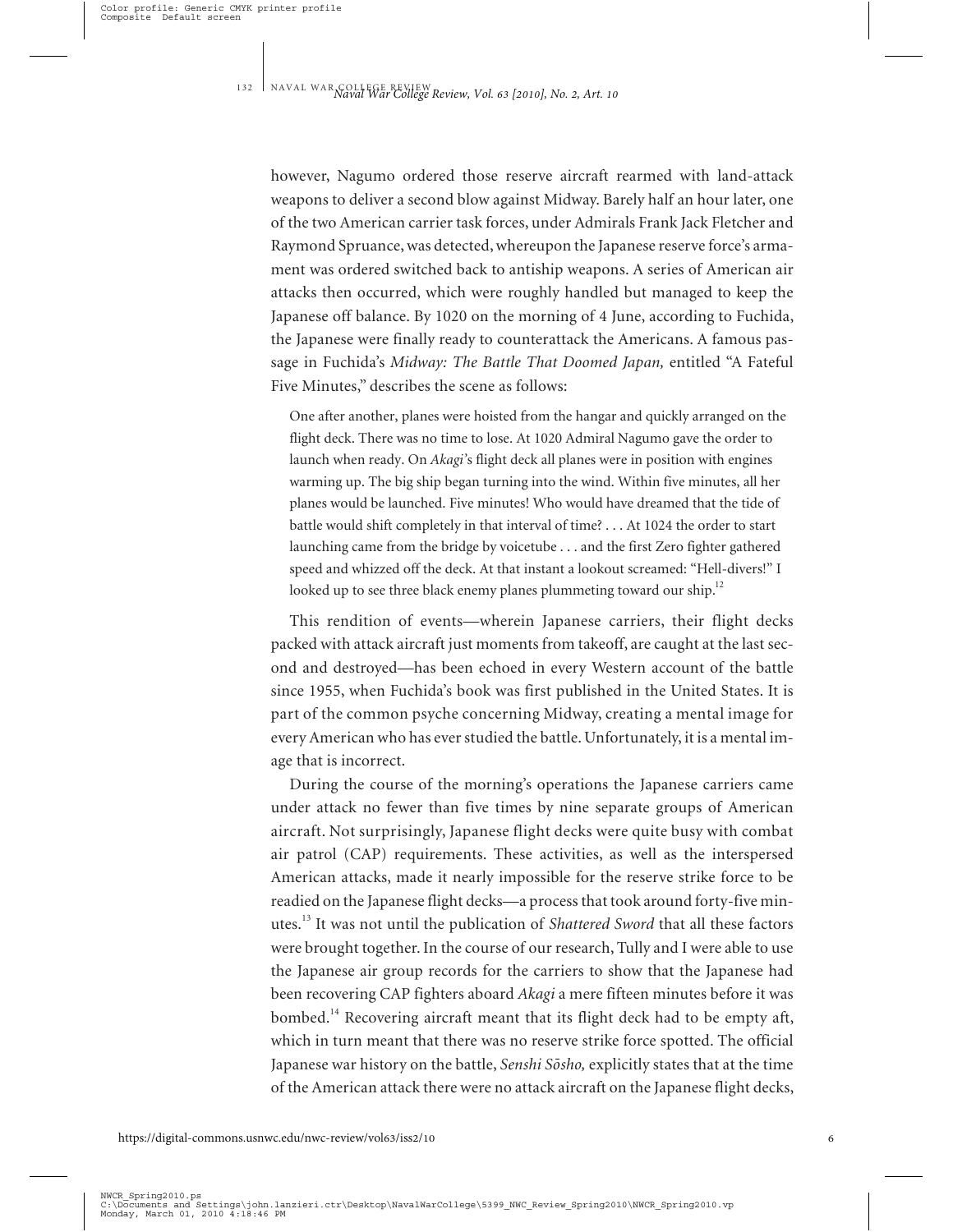however, Nagumo ordered those reserve aircraft rearmed with land-attack weapons to deliver a second blow against Midway. Barely half an hour later, one of the two American carrier task forces, under Admirals Frank Jack Fletcher and Raymond Spruance, was detected, whereupon the Japanese reserve force's armament was ordered switched back to antiship weapons. A series of American air attacks then occurred, which were roughly handled but managed to keep the Japanese off balance. By 1020 on the morning of 4 June, according to Fuchida, the Japanese were finally ready to counterattack the Americans. A famous passage in Fuchida's *Midway: The Battle That Doomed Japan,* entitled "A Fateful Five Minutes," describes the scene as follows:

> One after another, planes were hoisted from the hangar and quickly arranged on the flight deck. There was no time to lose. At 1020 Admiral Nagumo gave the order to launch when ready. On *Akagi*'s flight deck all planes were in position with engines warming up. The big ship began turning into the wind. Within five minutes, all her planes would be launched. Five minutes! Who would have dreamed that the tide of battle would shift completely in that interval of time? . . . At 1024 the order to start launching came from the bridge by voicetube . . . and the first Zero fighter gathered speed and whizzed off the deck. At that instant a lookout screamed: "Hell-divers!" I looked up to see three black enemy planes plummeting toward our ship.[12]

This rendition of events—wherein Japanese carriers, their flight decks packed with attack aircraft just moments from takeoff, are caught at the last second and destroyed—has been echoed in every Western account of the battle since 1955, when Fuchida's book was first published in the United States. It is part of the common psyche concerning Midway, creating a mental image for every American who has ever studied the battle. Unfortunately, it is a mental image that is incorrect.

During the course of the morning's operations the Japanese carriers came under attack no fewer than five times by nine separate groups of American aircraft. Not surprisingly, Japanese flight decks were quite busy with combat air patrol (CAP) requirements. These activities, as well as the interspersed American attacks, made it nearly impossible for the reserve strike force to be readied on the Japanese flight decks—a process that took around forty-five minutes.[13] It was not until the publication of *Shattered Sword* that all these factors were brought together. In the course of our research, Tully and I were able to use the Japanese air group records for the carriers to show that the Japanese had been recovering CAP fighters aboard *Akagi* a mere fifteen minutes before it was bombed.[14] Recovering aircraft meant that its flight deck had to be empty aft, which in turn meant that there was no reserve strike force spotted. The official Japanese war history on the battle, *Senshi Sōsho,* explicitly states that at the time of the American attack there were no attack aircraft on the Japanese flight decks,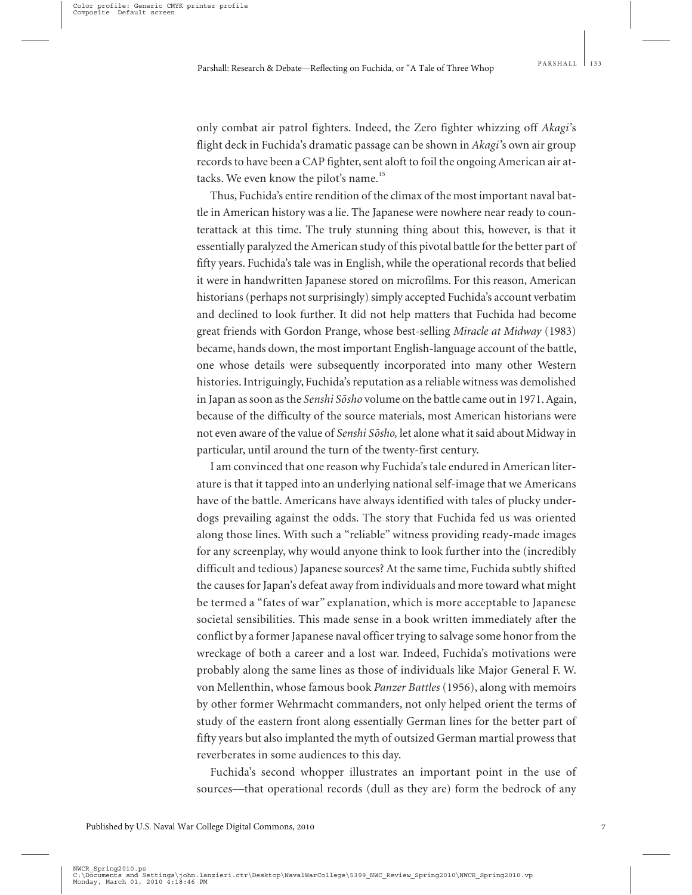only combat air patrol fighters. Indeed, the Zero fighter whizzing off *Akagi*'s flight deck in Fuchida's dramatic passage can be shown in *Akagi*'s own air group records to have been a CAP fighter, sent aloft to foil the ongoing American air attacks. We even know the pilot's name.[15]

Thus, Fuchida's entire rendition of the climax of the most important naval battle in American history was a lie. The Japanese were nowhere near ready to counterattack at this time. The truly stunning thing about this, however, is that it essentially paralyzed the American study of this pivotal battle for the better part of fifty years. Fuchida's tale was in English, while the operational records that belied it were in handwritten Japanese stored on microfilms. For this reason, American historians (perhaps not surprisingly) simply accepted Fuchida's account verbatim and declined to look further. It did not help matters that Fuchida had become great friends with Gordon Prange, whose best-selling *Miracle at Midway* (1983) became, hands down, the most important English-language account of the battle, one whose details were subsequently incorporated into many other Western histories. Intriguingly, Fuchida's reputation as a reliable witness was demolished in Japan as soon as the *Senshi Sōsho* volume on the battle came out in 1971. Again, because of the difficulty of the source materials, most American historians were not even aware of the value of *Senshi Sōsho,* let alone what it said about Midway in particular, until around the turn of the twenty-first century.

I am convinced that one reason why Fuchida's tale endured in American literature is that it tapped into an underlying national self-image that we Americans have of the battle. Americans have always identified with tales of plucky underdogs prevailing against the odds. The story that Fuchida fed us was oriented along those lines. With such a "reliable" witness providing ready-made images for any screenplay, why would anyone think to look further into the (incredibly difficult and tedious) Japanese sources? At the same time, Fuchida subtly shifted the causes for Japan's defeat away from individuals and more toward what might be termed a "fates of war" explanation, which is more acceptable to Japanese societal sensibilities. This made sense in a book written immediately after the conflict by a former Japanese naval officer trying to salvage some honor from the wreckage of both a career and a lost war. Indeed, Fuchida's motivations were probably along the same lines as those of individuals like Major General F. W. von Mellenthin, whose famous book *Panzer Battles* (1956), along with memoirs by other former Wehrmacht commanders, not only helped orient the terms of study of the eastern front along essentially German lines for the better part of fifty years but also implanted the myth of outsized German martial prowess that reverberates in some audiences to this day.

Fuchida's second whopper illustrates an important point in the use of sources—that operational records (dull as they are) form the bedrock of any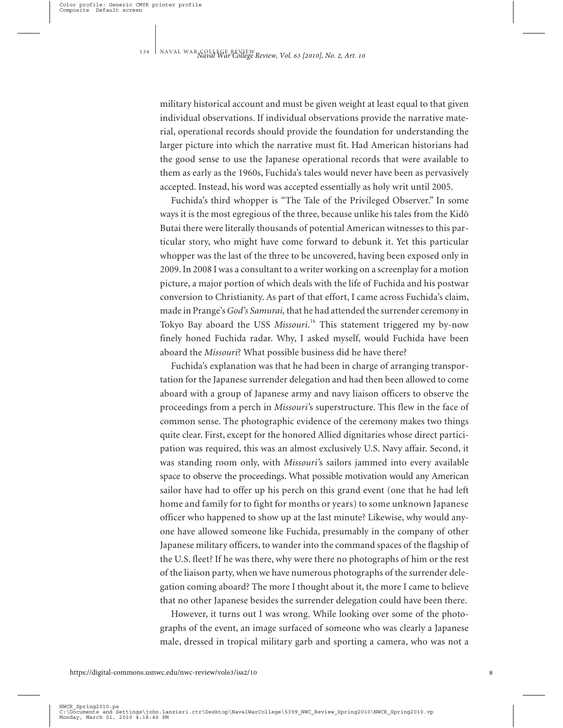military historical account and must be given weight at least equal to that given individual observations. If individual observations provide the narrative material, operational records should provide the foundation for understanding the larger picture into which the narrative must fit. Had American historians had the good sense to use the Japanese operational records that were available to them as early as the 1960s, Fuchida's tales would never have been as pervasively accepted. Instead, his word was accepted essentially as holy writ until 2005.

Fuchida's third whopper is "The Tale of the Privileged Observer." In some ways it is the most egregious of the three, because unlike his tales from the Kidô Butai there were literally thousands of potential American witnesses to this particular story, who might have come forward to debunk it. Yet this particular whopper was the last of the three to be uncovered, having been exposed only in 2009. In 2008 I was a consultant to a writer working on a screenplay for a motion picture, a major portion of which deals with the life of Fuchida and his postwar conversion to Christianity. As part of that effort, I came across Fuchida's claim, made in Prange's *God's Samurai,* that he had attended the surrender ceremony in Tokyo Bay aboard the USS *Missouri*.[16] This statement triggered my by-now finely honed Fuchida radar. Why, I asked myself, would Fuchida have been aboard the *Missouri*? What possible business did he have there?

Fuchida's explanation was that he had been in charge of arranging transportation for the Japanese surrender delegation and had then been allowed to come aboard with a group of Japanese army and navy liaison officers to observe the proceedings from a perch in *Missouri*'s superstructure. This flew in the face of common sense. The photographic evidence of the ceremony makes two things quite clear. First, except for the honored Allied dignitaries whose direct participation was required, this was an almost exclusively U.S. Navy affair. Second, it was standing room only, with *Missouri*'s sailors jammed into every available space to observe the proceedings. What possible motivation would any American sailor have had to offer up his perch on this grand event (one that he had left home and family for to fight for months or years) to some unknown Japanese officer who happened to show up at the last minute? Likewise, why would anyone have allowed someone like Fuchida, presumably in the company of other Japanese military officers, to wander into the command spaces of the flagship of the U.S. fleet? If he was there, why were there no photographs of him or the rest of the liaison party, when we have numerous photographs of the surrender delegation coming aboard? The more I thought about it, the more I came to believe that no other Japanese besides the surrender delegation could have been there.

However, it turns out I was wrong. While looking over some of the photographs of the event, an image surfaced of someone who was clearly a Japanese male, dressed in tropical military garb and sporting a camera, who was not a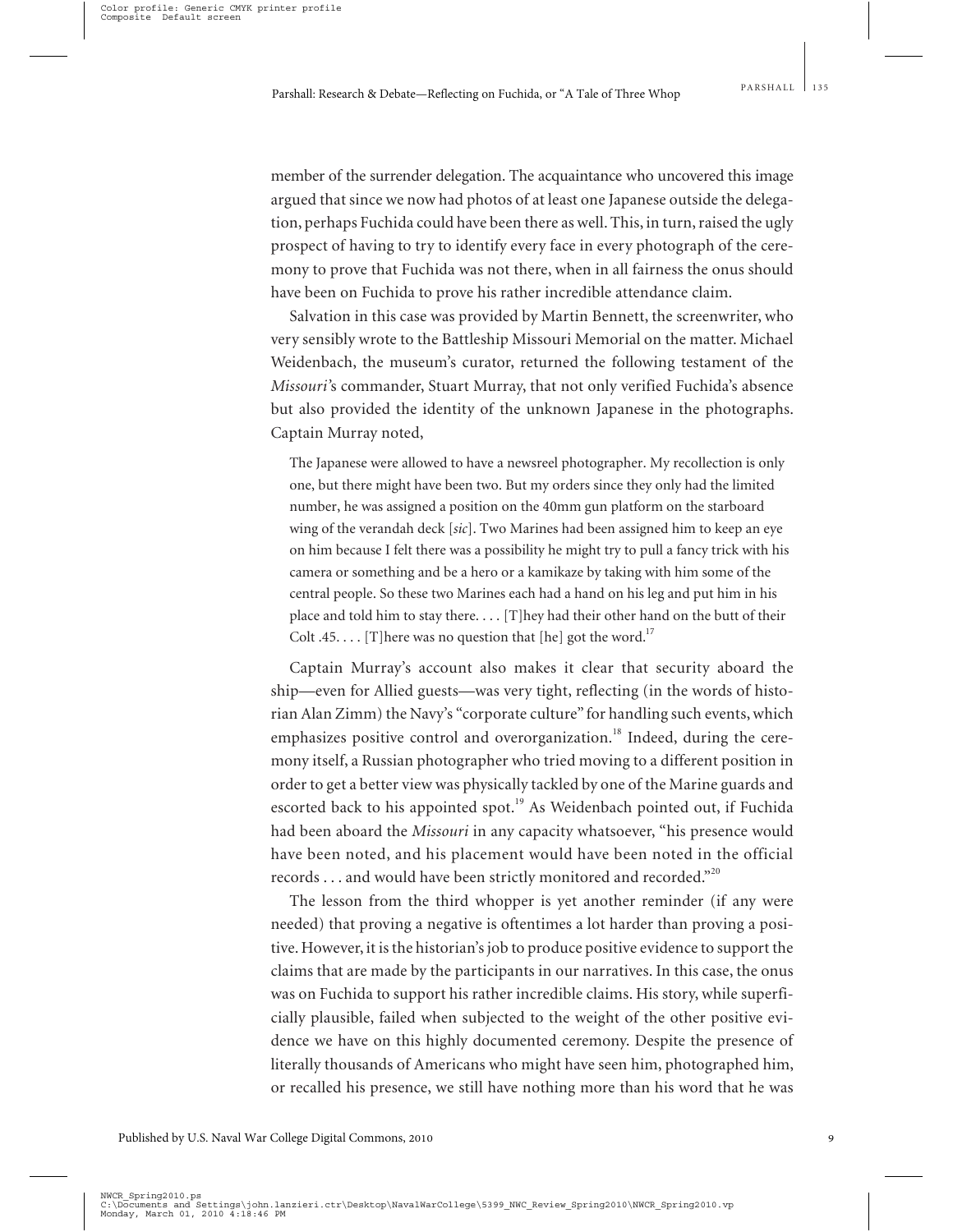member of the surrender delegation. The acquaintance who uncovered this image argued that since we now had photos of at least one Japanese outside the delegation, perhaps Fuchida could have been there as well. This, in turn, raised the ugly prospect of having to try to identify every face in every photograph of the ceremony to prove that Fuchida was not there, when in all fairness the onus should have been on Fuchida to prove his rather incredible attendance claim.

Salvation in this case was provided by Martin Bennett, the screenwriter, who very sensibly wrote to the Battleship Missouri Memorial on the matter. Michael Weidenbach, the museum's curator, returned the following testament of the *Missouri*'s commander, Stuart Murray, that not only verified Fuchida's absence but also provided the identity of the unknown Japanese in the photographs. Captain Murray noted,

> The Japanese were allowed to have a newsreel photographer. My recollection is only one, but there might have been two. But my orders since they only had the limited number, he was assigned a position on the 40mm gun platform on the starboard wing of the verandah deck [*sic*]. Two Marines had been assigned him to keep an eye on him because I felt there was a possibility he might try to pull a fancy trick with his camera or something and be a hero or a kamikaze by taking with him some of the central people. So these two Marines each had a hand on his leg and put him in his place and told him to stay there. . . . [T]hey had their other hand on the butt of their Colt .45. . . . [T]here was no question that [he] got the word.[17]

Captain Murray's account also makes it clear that security aboard the ship—even for Allied guests—was very tight, reflecting (in the words of historian Alan Zimm) the Navy's "corporate culture" for handling such events, which emphasizes positive control and overorganization.[18] Indeed, during the ceremony itself, a Russian photographer who tried moving to a different position in order to get a better view was physically tackled by one of the Marine guards and escorted back to his appointed spot.[19] As Weidenbach pointed out, if Fuchida had been aboard the *Missouri* in any capacity whatsoever, "his presence would have been noted, and his placement would have been noted in the official records . . . and would have been strictly monitored and recorded."[20]

The lesson from the third whopper is yet another reminder (if any were needed) that proving a negative is oftentimes a lot harder than proving a positive. However, it is the historian's job to produce positive evidence to support the claims that are made by the participants in our narratives. In this case, the onus was on Fuchida to support his rather incredible claims. His story, while superficially plausible, failed when subjected to the weight of the other positive evidence we have on this highly documented ceremony. Despite the presence of literally thousands of Americans who might have seen him, photographed him, or recalled his presence, we still have nothing more than his word that he was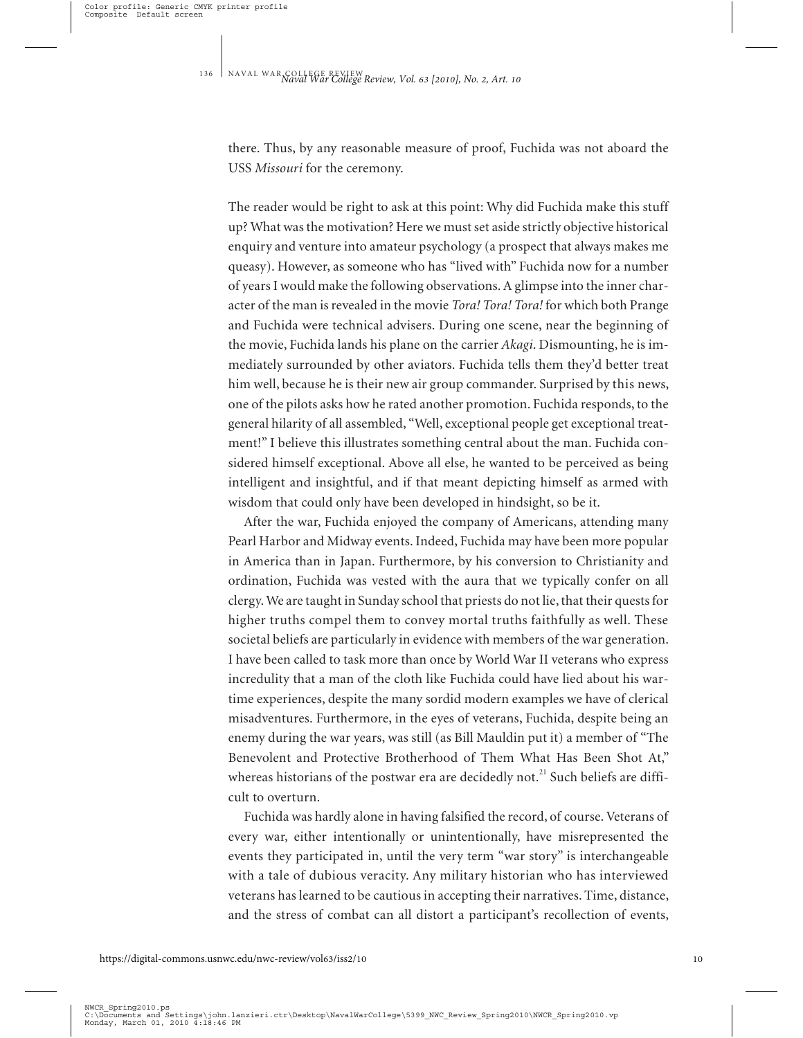there. Thus, by any reasonable measure of proof, Fuchida was not aboard the USS *Missouri* for the ceremony.

The reader would be right to ask at this point: Why did Fuchida make this stuff up? What was the motivation? Here we must set aside strictly objective historical enquiry and venture into amateur psychology (a prospect that always makes me queasy). However, as someone who has "lived with" Fuchida now for a number of years I would make the following observations. A glimpse into the inner character of the man is revealed in the movie *Tora! Tora! Tora!* for which both Prange and Fuchida were technical advisers. During one scene, near the beginning of the movie, Fuchida lands his plane on the carrier *Akagi*. Dismounting, he is immediately surrounded by other aviators. Fuchida tells them they'd better treat him well, because he is their new air group commander. Surprised by this news, one of the pilots asks how he rated another promotion. Fuchida responds, to the general hilarity of all assembled, "Well, exceptional people get exceptional treatment!" I believe this illustrates something central about the man. Fuchida considered himself exceptional. Above all else, he wanted to be perceived as being intelligent and insightful, and if that meant depicting himself as armed with wisdom that could only have been developed in hindsight, so be it.

After the war, Fuchida enjoyed the company of Americans, attending many Pearl Harbor and Midway events. Indeed, Fuchida may have been more popular in America than in Japan. Furthermore, by his conversion to Christianity and ordination, Fuchida was vested with the aura that we typically confer on all clergy. We are taught in Sunday school that priests do not lie, that their quests for higher truths compel them to convey mortal truths faithfully as well. These societal beliefs are particularly in evidence with members of the war generation. I have been called to task more than once by World War II veterans who express incredulity that a man of the cloth like Fuchida could have lied about his wartime experiences, despite the many sordid modern examples we have of clerical misadventures. Furthermore, in the eyes of veterans, Fuchida, despite being an enemy during the war years, was still (as Bill Mauldin put it) a member of "The Benevolent and Protective Brotherhood of Them What Has Been Shot At," whereas historians of the postwar era are decidedly not.[21] Such beliefs are difficult to overturn.

Fuchida was hardly alone in having falsified the record, of course. Veterans of every war, either intentionally or unintentionally, have misrepresented the events they participated in, until the very term "war story" is interchangeable with a tale of dubious veracity. Any military historian who has interviewed veterans has learned to be cautious in accepting their narratives. Time, distance, and the stress of combat can all distort a participant's recollection of events,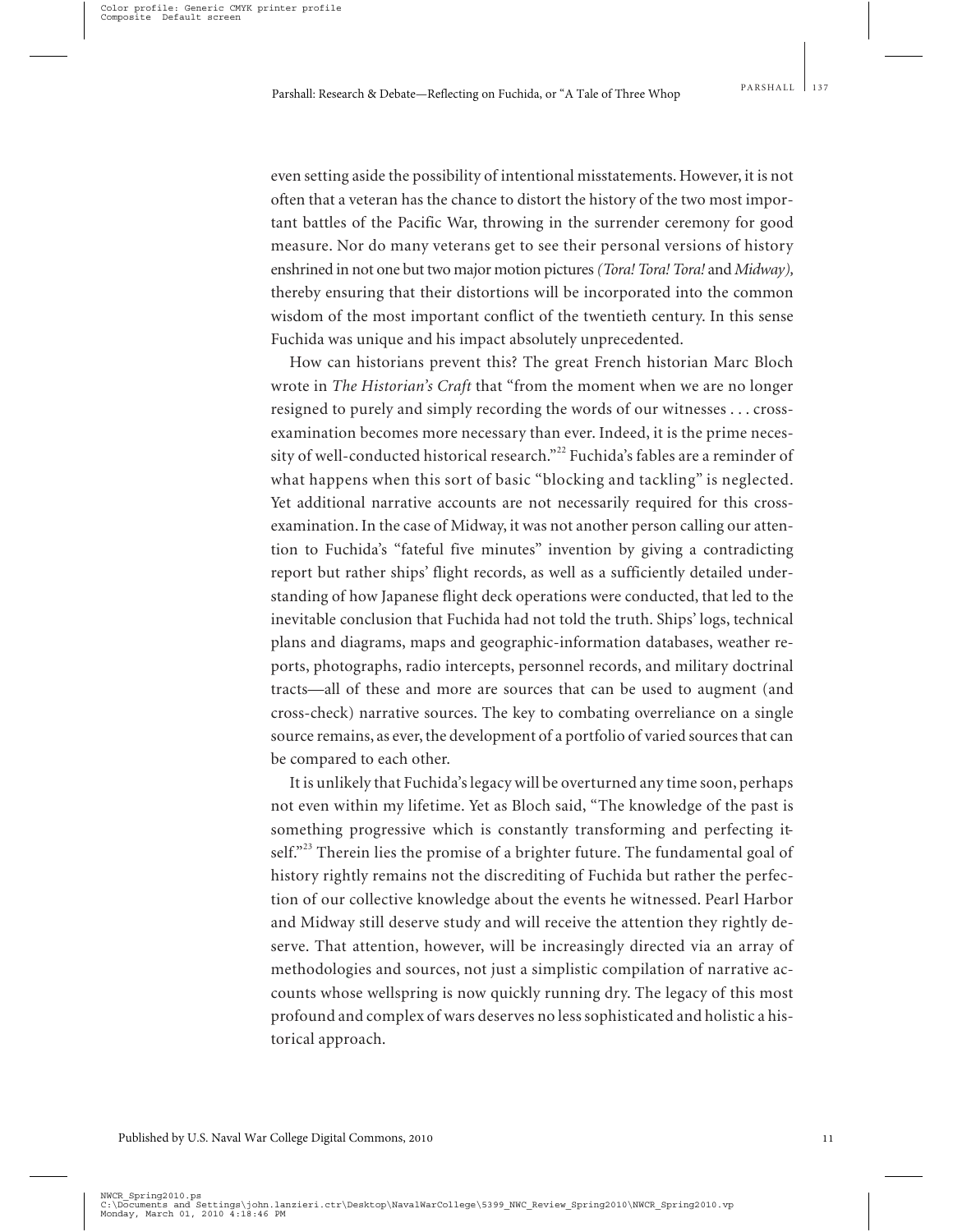even setting aside the possibility of intentional misstatements. However, it is not often that a veteran has the chance to distort the history of the two most important battles of the Pacific War, throwing in the surrender ceremony for good measure. Nor do many veterans get to see their personal versions of history enshrined in not one but two major motion pictures (*Tora! Tora! Tora!* and *Midway*), thereby ensuring that their distortions will be incorporated into the common wisdom of the most important conflict of the twentieth century. In this sense Fuchida was unique and his impact absolutely unprecedented.

How can historians prevent this? The great French historian Marc Bloch wrote in *The Historian's Craft* that "from the moment when we are no longer resigned to purely and simply recording the words of our witnesses . . . cross-examination becomes more necessary than ever. Indeed, it is the prime necessity of well-conducted historical research."[22] Fuchida's fables are a reminder of what happens when this sort of basic "blocking and tackling" is neglected. Yet additional narrative accounts are not necessarily required for this cross-examination. In the case of Midway, it was not another person calling our attention to Fuchida's "fateful five minutes" invention by giving a contradicting report but rather ships' flight records, as well as a sufficiently detailed understanding of how Japanese flight deck operations were conducted, that led to the inevitable conclusion that Fuchida had not told the truth. Ships' logs, technical plans and diagrams, maps and geographic-information databases, weather reports, photographs, radio intercepts, personnel records, and military doctrinal tracts—all of these and more are sources that can be used to augment (and cross-check) narrative sources. The key to combating overreliance on a single source remains, as ever, the development of a portfolio of varied sources that can be compared to each other.

It is unlikely that Fuchida's legacy will be overturned any time soon, perhaps not even within my lifetime. Yet as Bloch said, "The knowledge of the past is something progressive which is constantly transforming and perfecting itself."[23] Therein lies the promise of a brighter future. The fundamental goal of history rightly remains not the discrediting of Fuchida but rather the perfection of our collective knowledge about the events he witnessed. Pearl Harbor and Midway still deserve study and will receive the attention they rightly deserve. That attention, however, will be increasingly directed via an array of methodologies and sources, not just a simplistic compilation of narrative accounts whose wellspring is now quickly running dry. The legacy of this most profound and complex of wars deserves no less sophisticated and holistic a historical approach.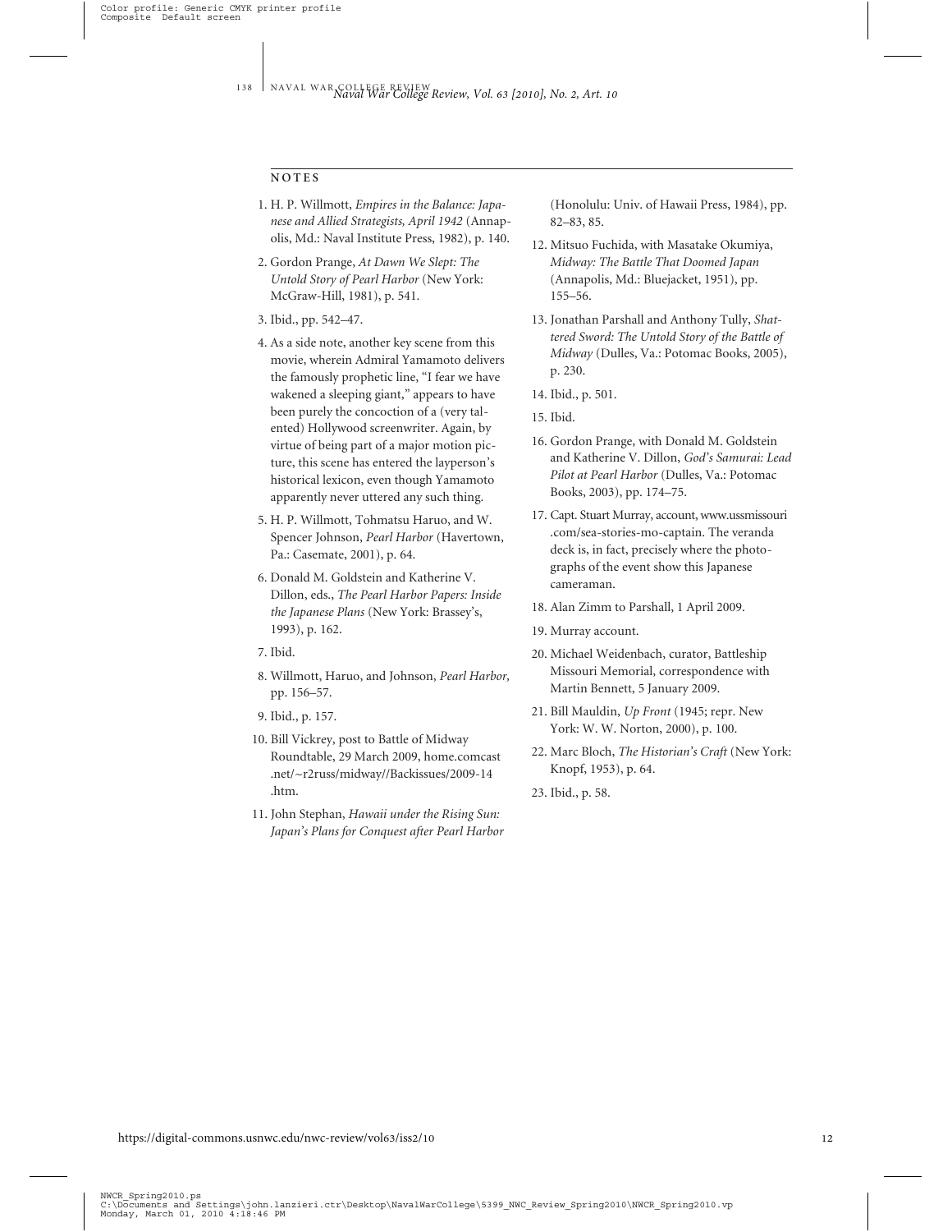## NOTES

1. H. P. Willmott, *Empires in the Balance: Japanese and Allied Strategists, April 1942* (Annapolis, Md.: Naval Institute Press, 1982), p. 140.
2. Gordon Prange, *At Dawn We Slept: The Untold Story of Pearl Harbor* (New York: McGraw-Hill, 1981), p. 541.
3. Ibid., pp. 542–47.
4. As a side note, another key scene from this movie, wherein Admiral Yamamoto delivers the famously prophetic line, "I fear we have wakened a sleeping giant," appears to have been purely the concoction of a (very talented) Hollywood screenwriter. Again, by virtue of being part of a major motion picture, this scene has entered the layperson's historical lexicon, even though Yamamoto apparently never uttered any such thing.
5. H. P. Willmott, Tohmatsu Haruo, and W. Spencer Johnson, *Pearl Harbor* (Havertown, Pa.: Casemate, 2001), p. 64.
6. Donald M. Goldstein and Katherine V. Dillon, eds., *The Pearl Harbor Papers: Inside the Japanese Plans* (New York: Brassey's, 1993), p. 162.
7. Ibid.
8. Willmott, Haruo, and Johnson, *Pearl Harbor,* pp. 156–57.
9. Ibid., p. 157.
10. Bill Vickrey, post to Battle of Midway Roundtable, 29 March 2009, home.comcast.net/~r2russ/midway//Backissues/2009-14.htm.
11. John Stephan, *Hawaii under the Rising Sun: Japan's Plans for Conquest after Pearl Harbor* (Honolulu: Univ. of Hawaii Press, 1984), pp. 82–83, 85.
12. Mitsuo Fuchida, with Masatake Okumiya, *Midway: The Battle That Doomed Japan* (Annapolis, Md.: Bluejacket, 1951), pp. 155–56.
13. Jonathan Parshall and Anthony Tully, *Shattered Sword: The Untold Story of the Battle of Midway* (Dulles, Va.: Potomac Books, 2005), p. 230.
14. Ibid., p. 501.
15. Ibid.
16. Gordon Prange, with Donald M. Goldstein and Katherine V. Dillon, *God's Samurai: Lead Pilot at Pearl Harbor* (Dulles, Va.: Potomac Books, 2003), pp. 174–75.
17. Capt. Stuart Murray, account, www.ussmissouri.com/sea-stories-mo-captain. The veranda deck is, in fact, precisely where the photographs of the event show this Japanese cameraman.
18. Alan Zimm to Parshall, 1 April 2009.
19. Murray account.
20. Michael Weidenbach, curator, Battleship Missouri Memorial, correspondence with Martin Bennett, 5 January 2009.
21. Bill Mauldin, *Up Front* (1945; repr. New York: W. W. Norton, 2000), p. 100.
22. Marc Bloch, *The Historian's Craft* (New York: Knopf, 1953), p. 64.
23. Ibid., p. 58.